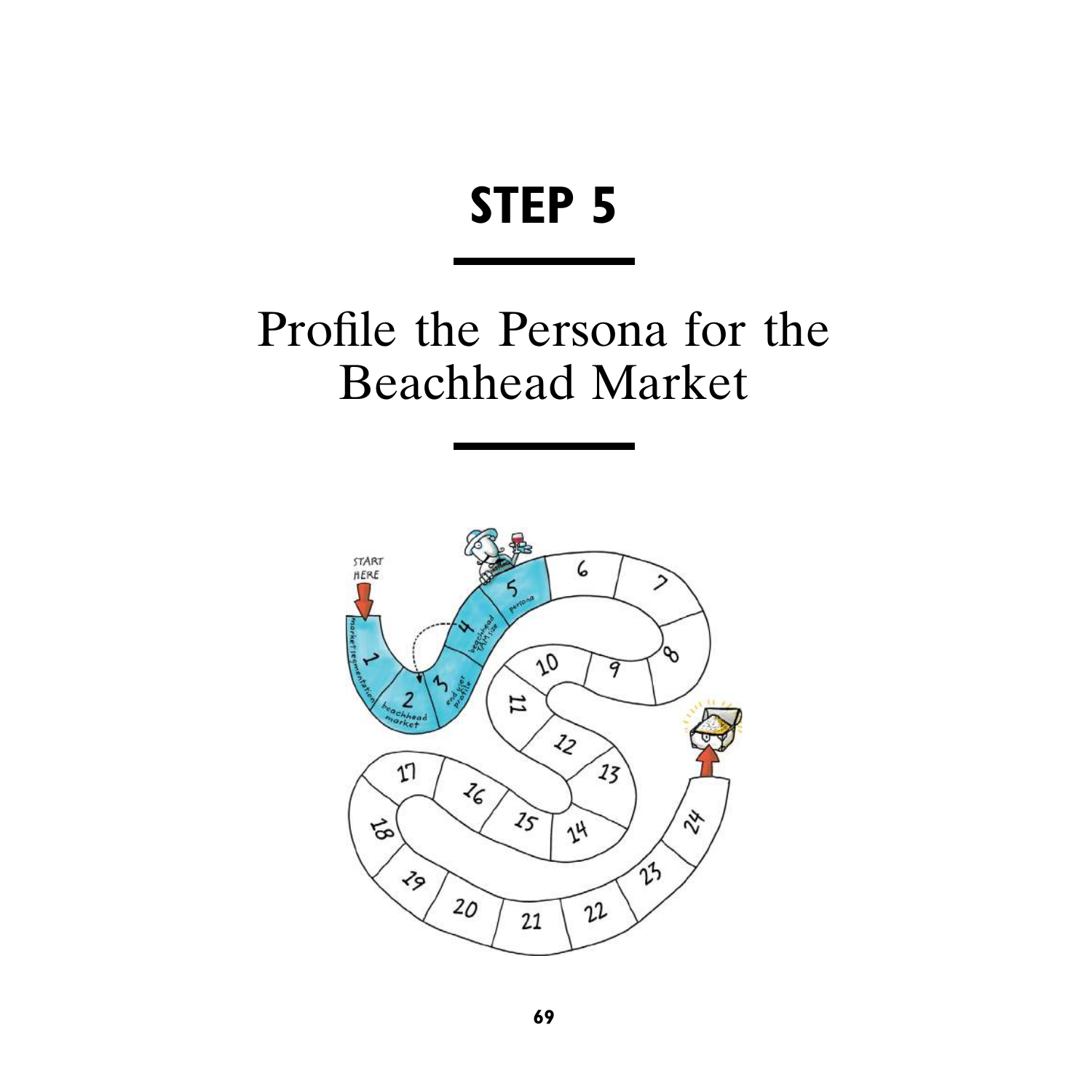# STEP 5

## Profile the Persona for the Beachhead Market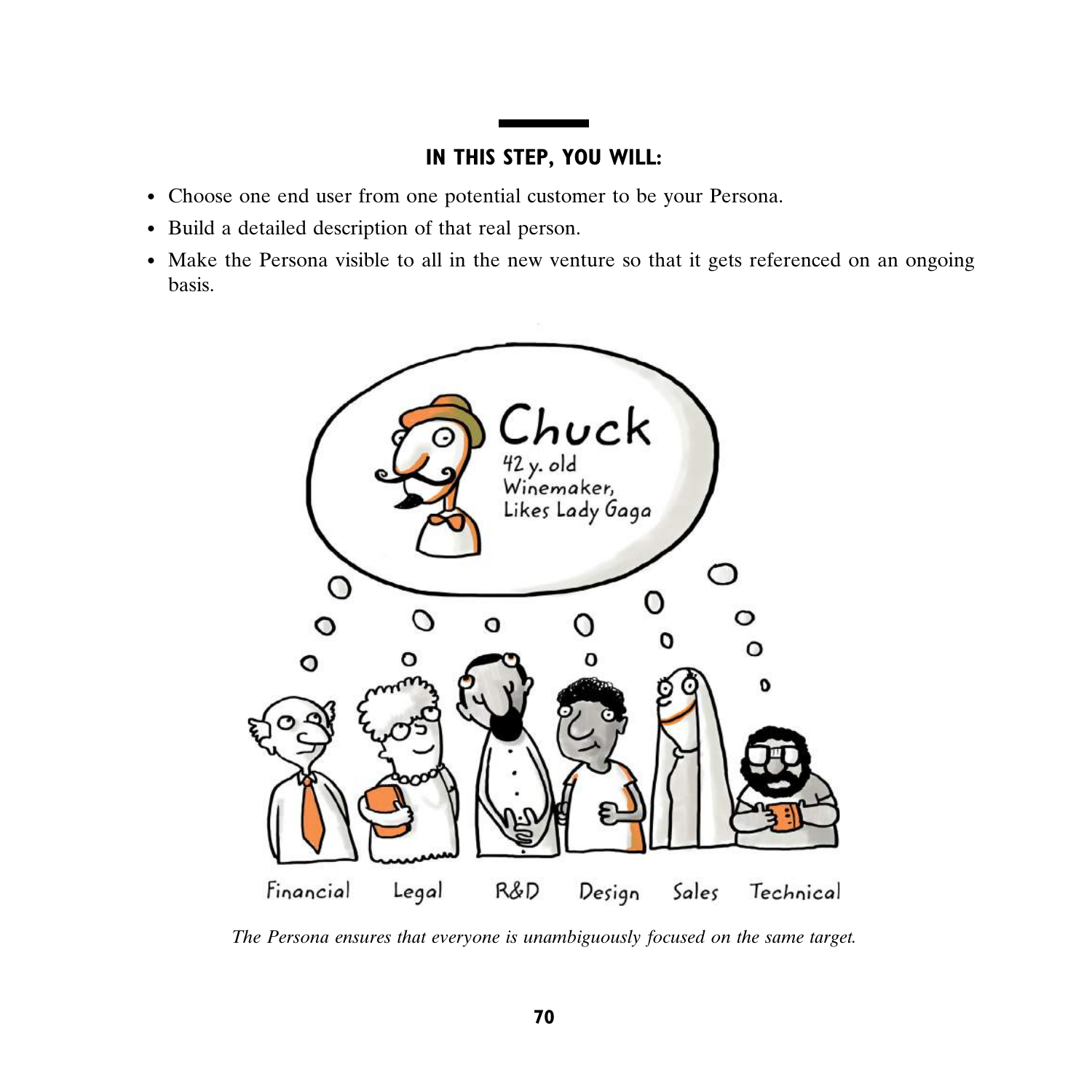## IN THIS STEP, YOU WILL:

- Choose one end user from one potential customer to be your Persona.
- Build a detailed description of that real person.
- Make the Persona visible to all in the new venture so that it gets referenced on an ongoing basis.

*The Persona ensures that everyone is unambiguously focused on the same target.*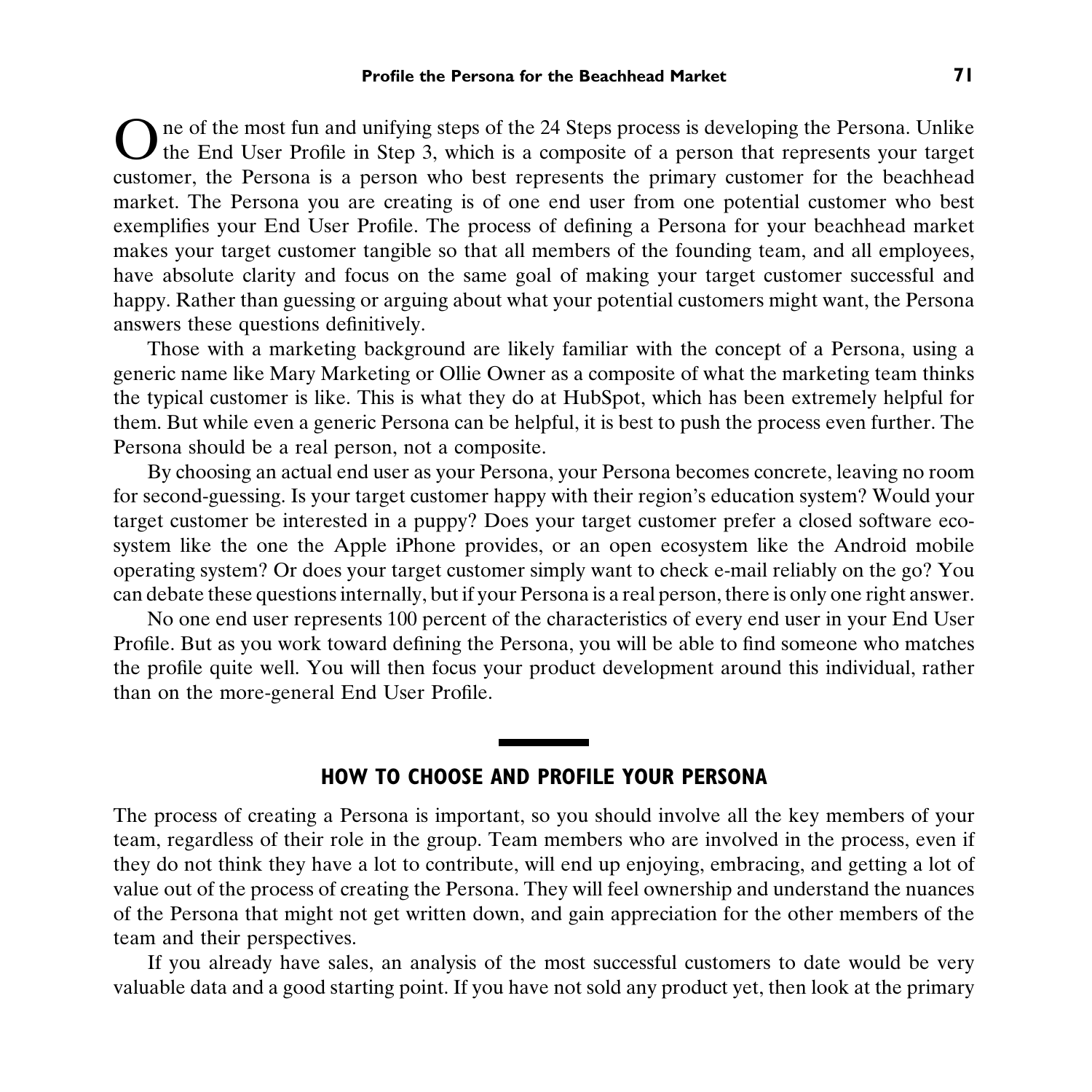One of the most fun and unifying steps of the 24 Steps process is developing the Persona. Unlike the End User Profile in Step 3, which is a composite of a person that represents your target customer, the Persona is a person who best represents the primary customer for the beachhead market. The Persona you are creating is of one end user from one potential customer who best exemplifies your End User Profile. The process of defining a Persona for your beachhead market makes your target customer tangible so that all members of the founding team, and all employees, have absolute clarity and focus on the same goal of making your target customer successful and happy. Rather than guessing or arguing about what your potential customers might want, the Persona answers these questions definitively.

Those with a marketing background are likely familiar with the concept of a Persona, using a generic name like Mary Marketing or Ollie Owner as a composite of what the marketing team thinks the typical customer is like. This is what they do at HubSpot, which has been extremely helpful for them. But while even a generic Persona can be helpful, it is best to push the process even further. The Persona should be a real person, not a composite.

By choosing an actual end user as your Persona, your Persona becomes concrete, leaving no room for second-guessing. Is your target customer happy with their region's education system? Would your target customer be interested in a puppy? Does your target customer prefer a closed software ecosystem like the one the Apple iPhone provides, or an open ecosystem like the Android mobile operating system? Or does your target customer simply want to check e-mail reliably on the go? You can debate these questions internally, but if your Persona is a real person, there is only one right answer.

No one end user represents 100 percent of the characteristics of every end user in your End User Profile. But as you work toward defining the Persona, you will be able to find someone who matches the profile quite well. You will then focus your product development around this individual, rather than on the more-general End User Profile.

## HOW TO CHOOSE AND PROFILE YOUR PERSONA

The process of creating a Persona is important, so you should involve all the key members of your team, regardless of their role in the group. Team members who are involved in the process, even if they do not think they have a lot to contribute, will end up enjoying, embracing, and getting a lot of value out of the process of creating the Persona. They will feel ownership and understand the nuances of the Persona that might not get written down, and gain appreciation for the other members of the team and their perspectives.

If you already have sales, an analysis of the most successful customers to date would be very valuable data and a good starting point. If you have not sold any product yet, then look at the primary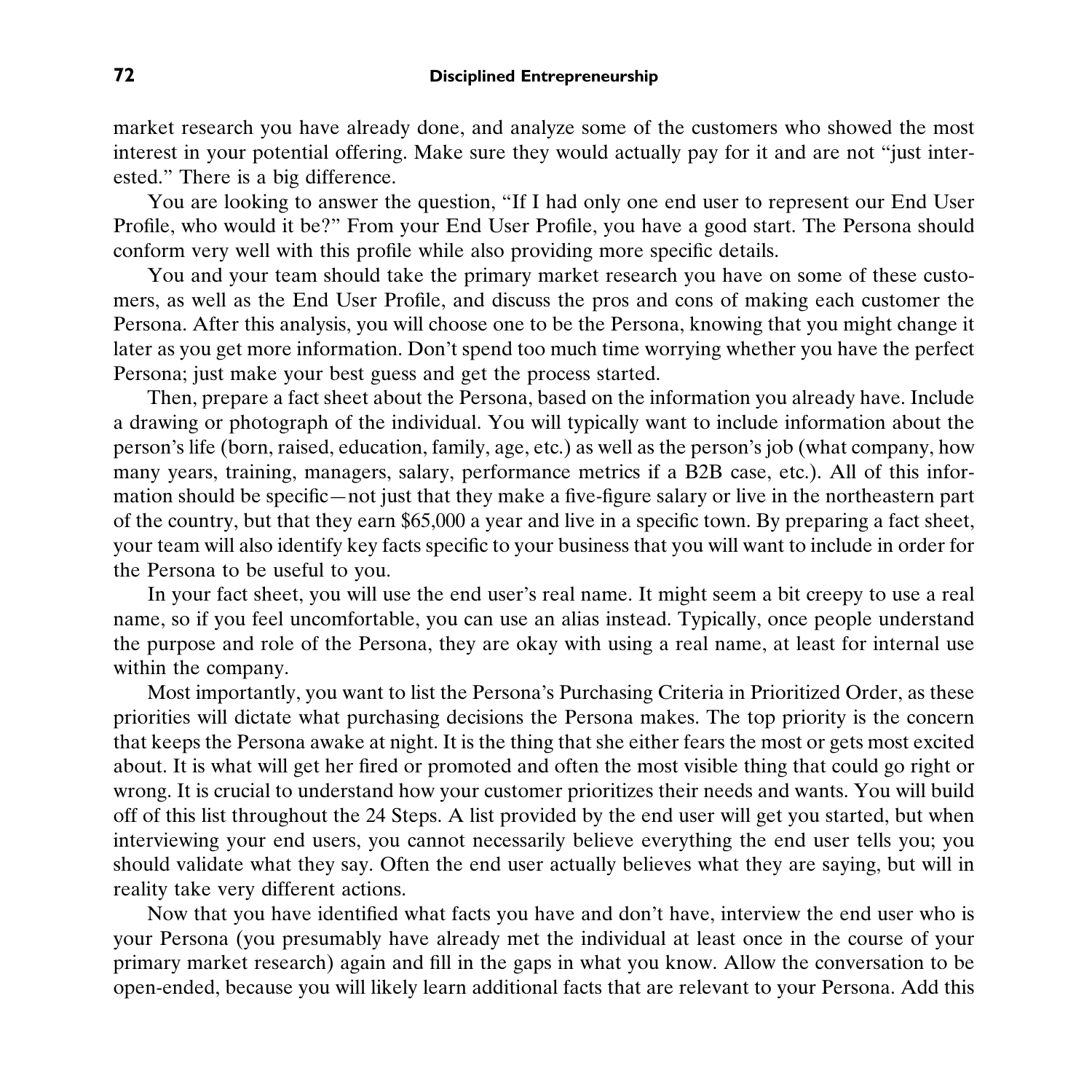market research you have already done, and analyze some of the customers who showed the most interest in your potential offering. Make sure they would actually pay for it and are not "just interested." There is a big difference.

You are looking to answer the question, "If I had only one end user to represent our End User Profile, who would it be?" From your End User Profile, you have a good start. The Persona should conform very well with this profile while also providing more specific details.

You and your team should take the primary market research you have on some of these customers, as well as the End User Profile, and discuss the pros and cons of making each customer the Persona. After this analysis, you will choose one to be the Persona, knowing that you might change it later as you get more information. Don't spend too much time worrying whether you have the perfect Persona; just make your best guess and get the process started.

Then, prepare a fact sheet about the Persona, based on the information you already have. Include a drawing or photograph of the individual. You will typically want to include information about the person's life (born, raised, education, family, age, etc.) as well as the person's job (what company, how many years, training, managers, salary, performance metrics if a B2B case, etc.). All of this information should be specific—not just that they make a five-figure salary or live in the northeastern part of the country, but that they earn $65,000 a year and live in a specific town. By preparing a fact sheet, your team will also identify key facts specific to your business that you will want to include in order for the Persona to be useful to you.

In your fact sheet, you will use the end user's real name. It might seem a bit creepy to use a real name, so if you feel uncomfortable, you can use an alias instead. Typically, once people understand the purpose and role of the Persona, they are okay with using a real name, at least for internal use within the company.

Most importantly, you want to list the Persona's Purchasing Criteria in Prioritized Order, as these priorities will dictate what purchasing decisions the Persona makes. The top priority is the concern that keeps the Persona awake at night. It is the thing that she either fears the most or gets most excited about. It is what will get her fired or promoted and often the most visible thing that could go right or wrong. It is crucial to understand how your customer prioritizes their needs and wants. You will build off of this list throughout the 24 Steps. A list provided by the end user will get you started, but when interviewing your end users, you cannot necessarily believe everything the end user tells you; you should validate what they say. Often the end user actually believes what they are saying, but will in reality take very different actions.

Now that you have identified what facts you have and don't have, interview the end user who is your Persona (you presumably have already met the individual at least once in the course of your primary market research) again and fill in the gaps in what you know. Allow the conversation to be open-ended, because you will likely learn additional facts that are relevant to your Persona. Add this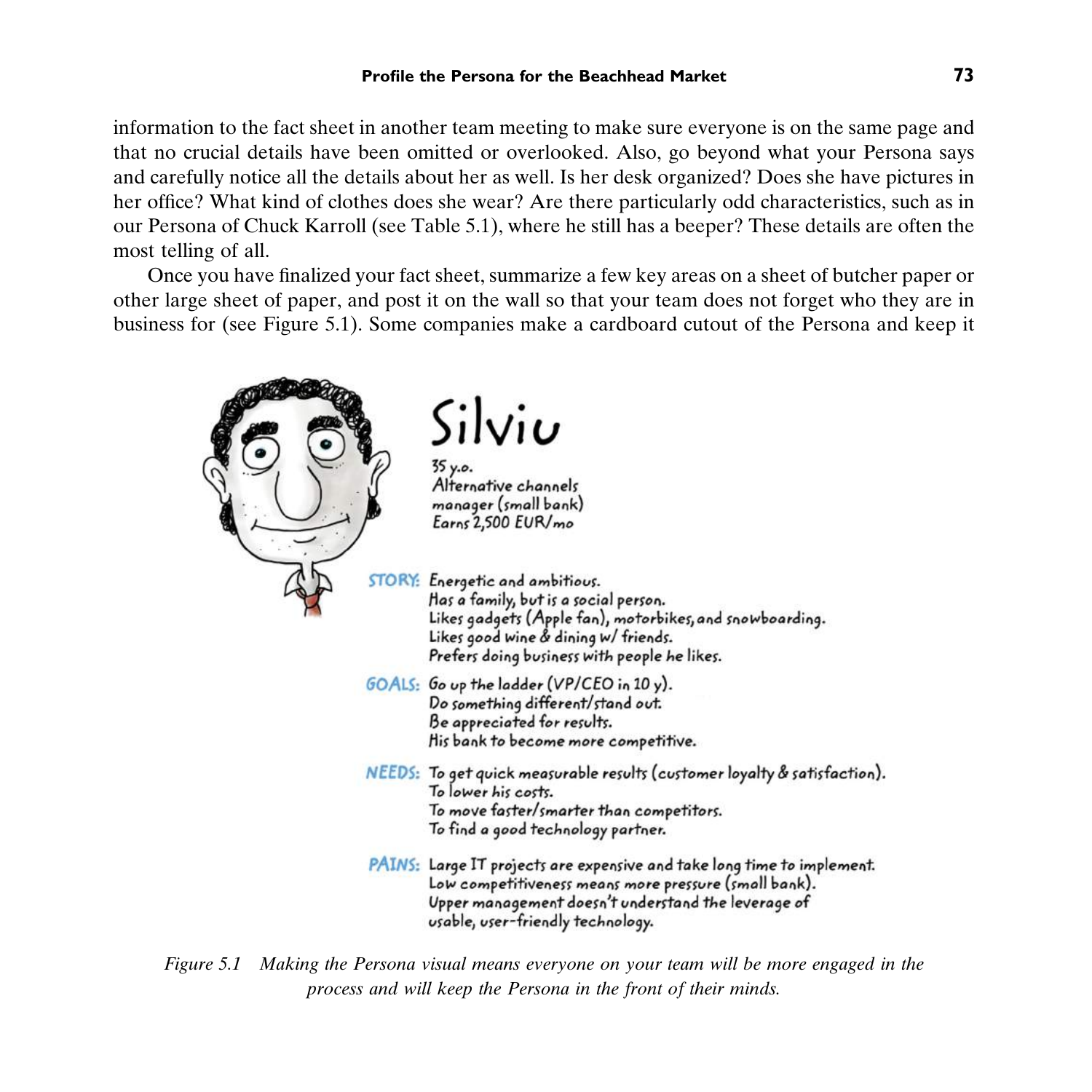information to the fact sheet in another team meeting to make sure everyone is on the same page and that no crucial details have been omitted or overlooked. Also, go beyond what your Persona says and carefully notice all the details about her as well. Is her desk organized? Does she have pictures in her office? What kind of clothes does she wear? Are there particularly odd characteristics, such as in our Persona of Chuck Karroll (see Table 5.1), where he still has a beeper? These details are often the most telling of all.

Once you have finalized your fact sheet, summarize a few key areas on a sheet of butcher paper or other large sheet of paper, and post it on the wall so that your team does not forget who they are in business for (see Figure 5.1). Some companies make a cardboard cutout of the Persona and keep it

**Silviu**

35 y.o.
Alternative channels manager (small bank)
Earns 2,500 EUR/mo

**STORY:** Energetic and ambitious.
Has a family, but is a social person.
Likes gadgets (Apple fan), motorbikes, and snowboarding.
Likes good wine & dining w/ friends.
Prefers doing business with people he likes.

**GOALS:** Go up the ladder (VP/CEO in 10 y).
Do something different/stand out.
Be appreciated for results.
His bank to become more competitive.

**NEEDS:** To get quick measurable results (customer loyalty & satisfaction).
To lower his costs.
To move faster/smarter than competitors.
To find a good technology partner.

**PAINS:** Large IT projects are expensive and take long time to implement.
Low competitiveness means more pressure (small bank).
Upper management doesn't understand the leverage of usable, user-friendly technology.

*Figure 5.1 Making the Persona visual means everyone on your team will be more engaged in the process and will keep the Persona in the front of their minds.*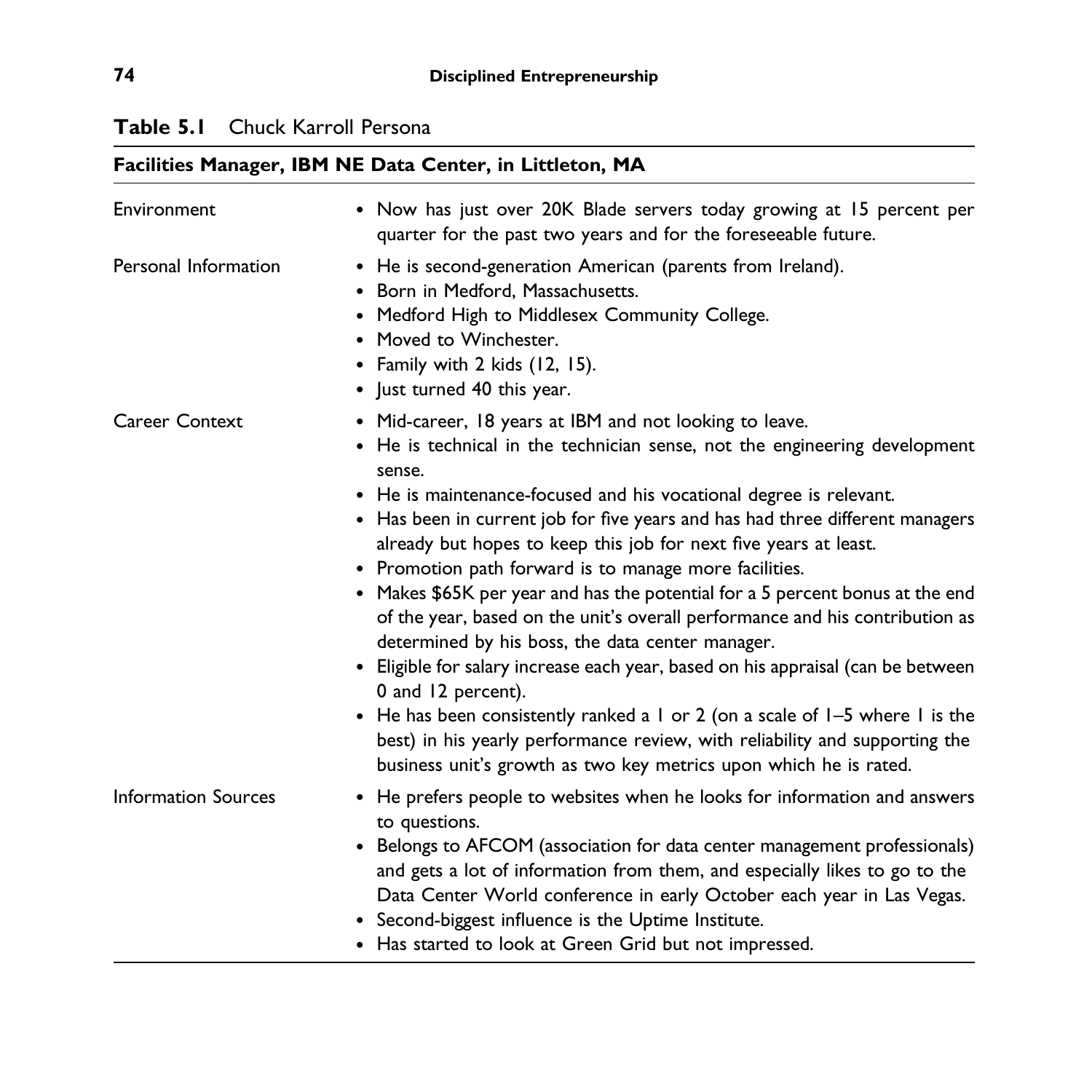**Table 5.1** Chuck Karroll Persona

| **Facilities Manager, IBM NE Data Center, in Littleton, MA** | |
|---|---|
| Environment | • Now has just over 20K Blade servers today growing at 15 percent per quarter for the past two years and for the foreseeable future. |
| Personal Information | • He is second-generation American (parents from Ireland).<br>• Born in Medford, Massachusetts.<br>• Medford High to Middlesex Community College.<br>• Moved to Winchester.<br>• Family with 2 kids (12, 15).<br>• Just turned 40 this year. |
| Career Context | • Mid-career, 18 years at IBM and not looking to leave.<br>• He is technical in the technician sense, not the engineering development sense.<br>• He is maintenance-focused and his vocational degree is relevant.<br>• Has been in current job for five years and has had three different managers already but hopes to keep this job for next five years at least.<br>• Promotion path forward is to manage more facilities.<br>• Makes $65K per year and has the potential for a 5 percent bonus at the end of the year, based on the unit's overall performance and his contribution as determined by his boss, the data center manager.<br>• Eligible for salary increase each year, based on his appraisal (can be between 0 and 12 percent).<br>• He has been consistently ranked a 1 or 2 (on a scale of 1–5 where 1 is the best) in his yearly performance review, with reliability and supporting the business unit's growth as two key metrics upon which he is rated. |
| Information Sources | • He prefers people to websites when he looks for information and answers to questions.<br>• Belongs to AFCOM (association for data center management professionals) and gets a lot of information from them, and especially likes to go to the Data Center World conference in early October each year in Las Vegas.<br>• Second-biggest influence is the Uptime Institute.<br>• Has started to look at Green Grid but not impressed. |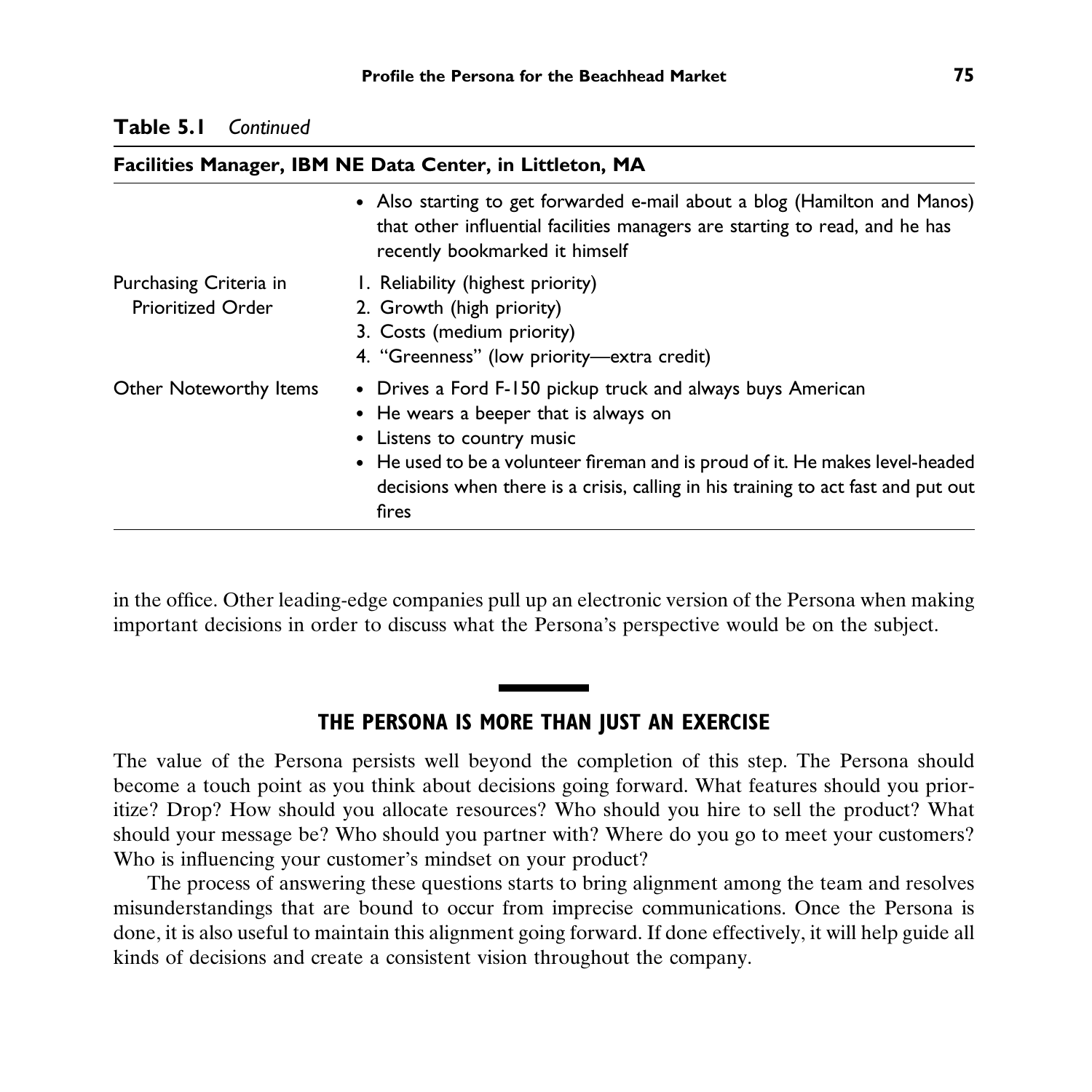**Table 5.1** *Continued*

| Facilities Manager, IBM NE Data Center, in Littleton, MA | |
|---|---|
| | • Also starting to get forwarded e-mail about a blog (Hamilton and Manos) that other influential facilities managers are starting to read, and he has recently bookmarked it himself |
| Purchasing Criteria in Prioritized Order | 1. Reliability (highest priority)<br>2. Growth (high priority)<br>3. Costs (medium priority)<br>4. "Greenness" (low priority—extra credit) |
| Other Noteworthy Items | • Drives a Ford F-150 pickup truck and always buys American<br>• He wears a beeper that is always on<br>• Listens to country music<br>• He used to be a volunteer fireman and is proud of it. He makes level-headed decisions when there is a crisis, calling in his training to act fast and put out fires |

in the office. Other leading-edge companies pull up an electronic version of the Persona when making important decisions in order to discuss what the Persona's perspective would be on the subject.

## THE PERSONA IS MORE THAN JUST AN EXERCISE

The value of the Persona persists well beyond the completion of this step. The Persona should become a touch point as you think about decisions going forward. What features should you prioritize? Drop? How should you allocate resources? Who should you hire to sell the product? What should your message be? Who should you partner with? Where do you go to meet your customers? Who is influencing your customer's mindset on your product?

The process of answering these questions starts to bring alignment among the team and resolves misunderstandings that are bound to occur from imprecise communications. Once the Persona is done, it is also useful to maintain this alignment going forward. If done effectively, it will help guide all kinds of decisions and create a consistent vision throughout the company.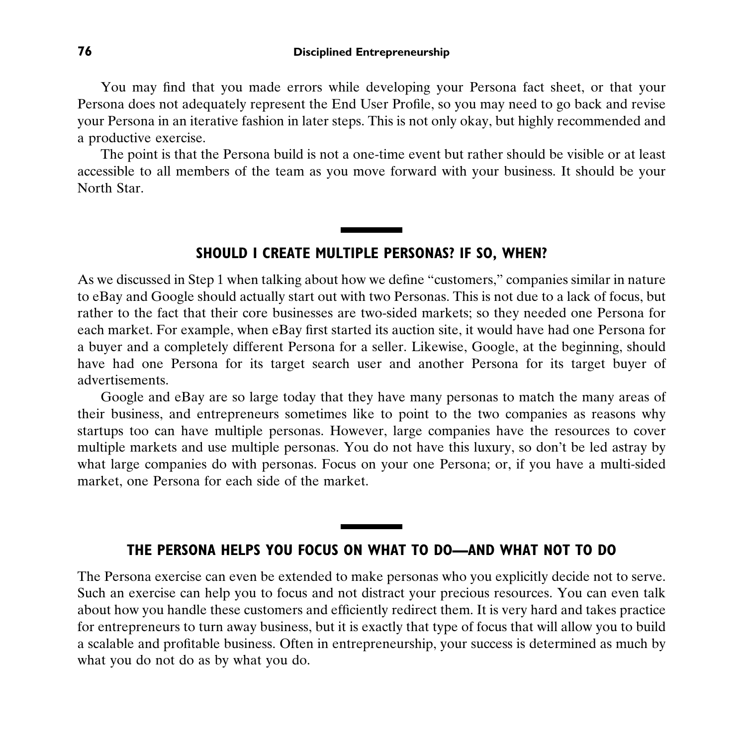You may find that you made errors while developing your Persona fact sheet, or that your Persona does not adequately represent the End User Profile, so you may need to go back and revise your Persona in an iterative fashion in later steps. This is not only okay, but highly recommended and a productive exercise.

The point is that the Persona build is not a one-time event but rather should be visible or at least accessible to all members of the team as you move forward with your business. It should be your North Star.

## SHOULD I CREATE MULTIPLE PERSONAS? IF SO, WHEN?

As we discussed in Step 1 when talking about how we define "customers," companies similar in nature to eBay and Google should actually start out with two Personas. This is not due to a lack of focus, but rather to the fact that their core businesses are two-sided markets; so they needed one Persona for each market. For example, when eBay first started its auction site, it would have had one Persona for a buyer and a completely different Persona for a seller. Likewise, Google, at the beginning, should have had one Persona for its target search user and another Persona for its target buyer of advertisements.

Google and eBay are so large today that they have many personas to match the many areas of their business, and entrepreneurs sometimes like to point to the two companies as reasons why startups too can have multiple personas. However, large companies have the resources to cover multiple markets and use multiple personas. You do not have this luxury, so don't be led astray by what large companies do with personas. Focus on your one Persona; or, if you have a multi-sided market, one Persona for each side of the market.

## THE PERSONA HELPS YOU FOCUS ON WHAT TO DO—AND WHAT NOT TO DO

The Persona exercise can even be extended to make personas who you explicitly decide not to serve. Such an exercise can help you to focus and not distract your precious resources. You can even talk about how you handle these customers and efficiently redirect them. It is very hard and takes practice for entrepreneurs to turn away business, but it is exactly that type of focus that will allow you to build a scalable and profitable business. Often in entrepreneurship, your success is determined as much by what you do not do as by what you do.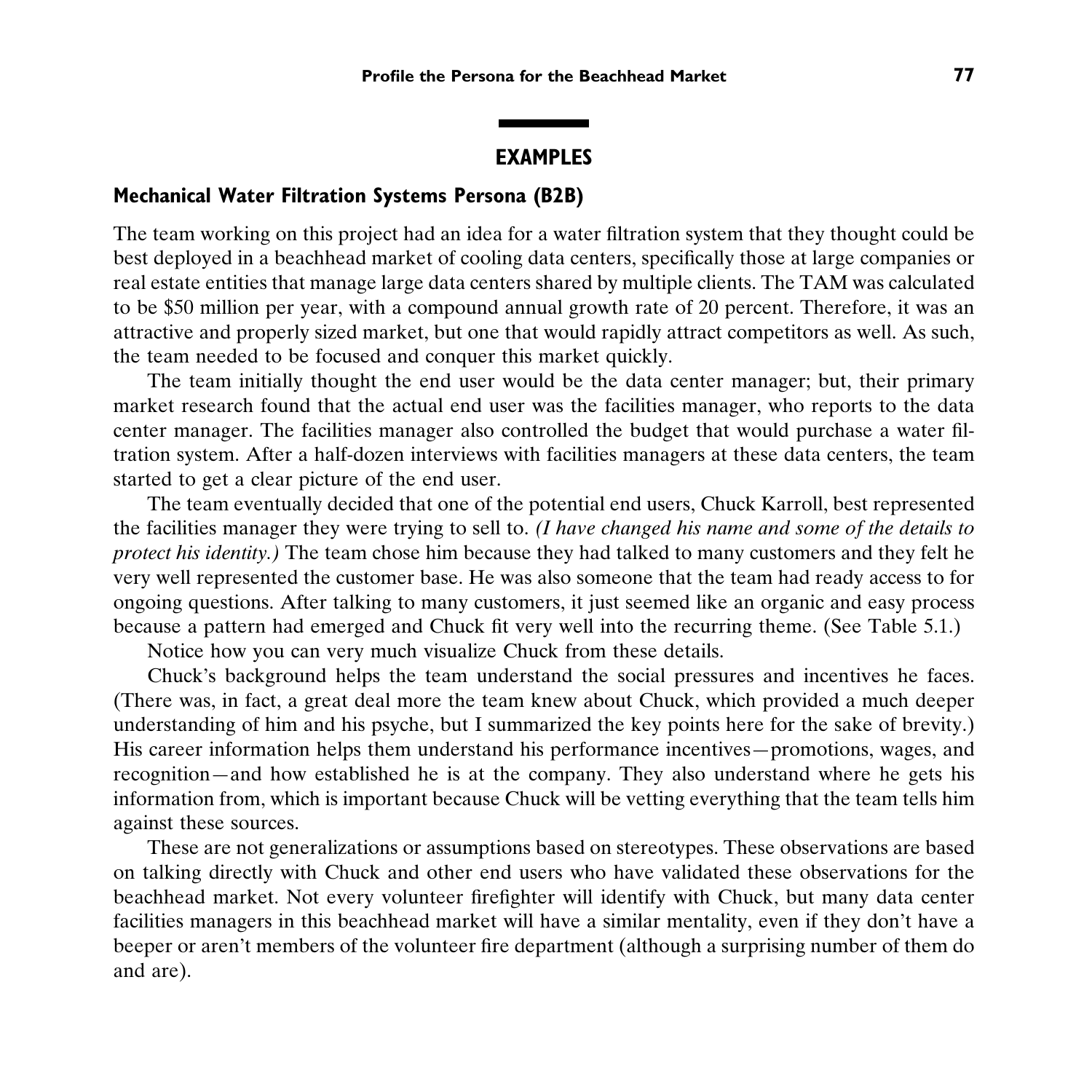## EXAMPLES

### Mechanical Water Filtration Systems Persona (B2B)

The team working on this project had an idea for a water filtration system that they thought could be best deployed in a beachhead market of cooling data centers, specifically those at large companies or real estate entities that manage large data centers shared by multiple clients. The TAM was calculated to be $50 million per year, with a compound annual growth rate of 20 percent. Therefore, it was an attractive and properly sized market, but one that would rapidly attract competitors as well. As such, the team needed to be focused and conquer this market quickly.

The team initially thought the end user would be the data center manager; but, their primary market research found that the actual end user was the facilities manager, who reports to the data center manager. The facilities manager also controlled the budget that would purchase a water filtration system. After a half-dozen interviews with facilities managers at these data centers, the team started to get a clear picture of the end user.

The team eventually decided that one of the potential end users, Chuck Karroll, best represented the facilities manager they were trying to sell to. *(I have changed his name and some of the details to protect his identity.)* The team chose him because they had talked to many customers and they felt he very well represented the customer base. He was also someone that the team had ready access to for ongoing questions. After talking to many customers, it just seemed like an organic and easy process because a pattern had emerged and Chuck fit very well into the recurring theme. (See Table 5.1.)

Notice how you can very much visualize Chuck from these details.

Chuck's background helps the team understand the social pressures and incentives he faces. (There was, in fact, a great deal more the team knew about Chuck, which provided a much deeper understanding of him and his psyche, but I summarized the key points here for the sake of brevity.) His career information helps them understand his performance incentives—promotions, wages, and recognition—and how established he is at the company. They also understand where he gets his information from, which is important because Chuck will be vetting everything that the team tells him against these sources.

These are not generalizations or assumptions based on stereotypes. These observations are based on talking directly with Chuck and other end users who have validated these observations for the beachhead market. Not every volunteer firefighter will identify with Chuck, but many data center facilities managers in this beachhead market will have a similar mentality, even if they don't have a beeper or aren't members of the volunteer fire department (although a surprising number of them do and are).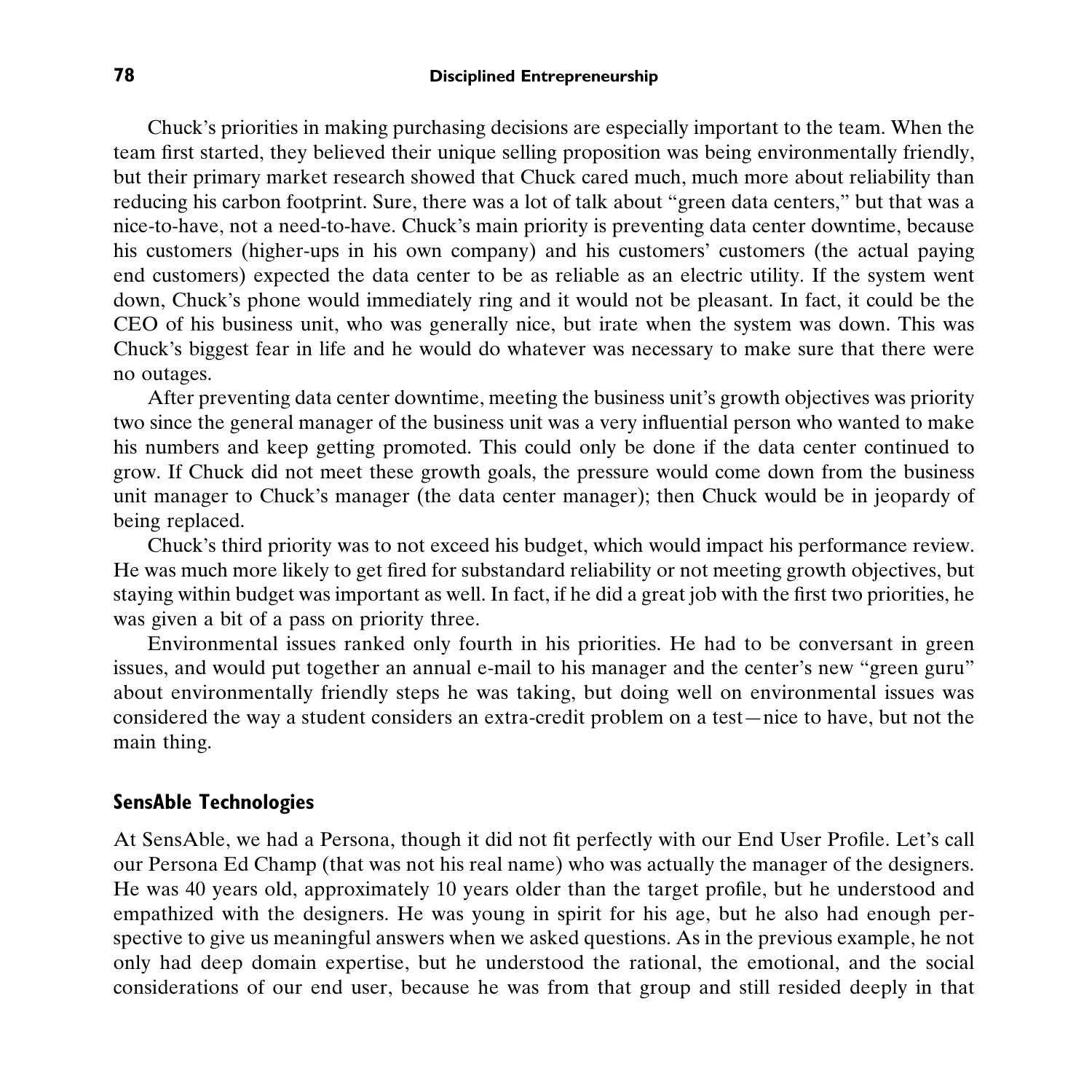Chuck's priorities in making purchasing decisions are especially important to the team. When the team first started, they believed their unique selling proposition was being environmentally friendly, but their primary market research showed that Chuck cared much, much more about reliability than reducing his carbon footprint. Sure, there was a lot of talk about "green data centers," but that was a nice-to-have, not a need-to-have. Chuck's main priority is preventing data center downtime, because his customers (higher-ups in his own company) and his customers' customers (the actual paying end customers) expected the data center to be as reliable as an electric utility. If the system went down, Chuck's phone would immediately ring and it would not be pleasant. In fact, it could be the CEO of his business unit, who was generally nice, but irate when the system was down. This was Chuck's biggest fear in life and he would do whatever was necessary to make sure that there were no outages.

After preventing data center downtime, meeting the business unit's growth objectives was priority two since the general manager of the business unit was a very influential person who wanted to make his numbers and keep getting promoted. This could only be done if the data center continued to grow. If Chuck did not meet these growth goals, the pressure would come down from the business unit manager to Chuck's manager (the data center manager); then Chuck would be in jeopardy of being replaced.

Chuck's third priority was to not exceed his budget, which would impact his performance review. He was much more likely to get fired for substandard reliability or not meeting growth objectives, but staying within budget was important as well. In fact, if he did a great job with the first two priorities, he was given a bit of a pass on priority three.

Environmental issues ranked only fourth in his priorities. He had to be conversant in green issues, and would put together an annual e-mail to his manager and the center's new "green guru" about environmentally friendly steps he was taking, but doing well on environmental issues was considered the way a student considers an extra-credit problem on a test—nice to have, but not the main thing.

## SensAble Technologies

At SensAble, we had a Persona, though it did not fit perfectly with our End User Profile. Let's call our Persona Ed Champ (that was not his real name) who was actually the manager of the designers. He was 40 years old, approximately 10 years older than the target profile, but he understood and empathized with the designers. He was young in spirit for his age, but he also had enough perspective to give us meaningful answers when we asked questions. As in the previous example, he not only had deep domain expertise, but he understood the rational, the emotional, and the social considerations of our end user, because he was from that group and still resided deeply in that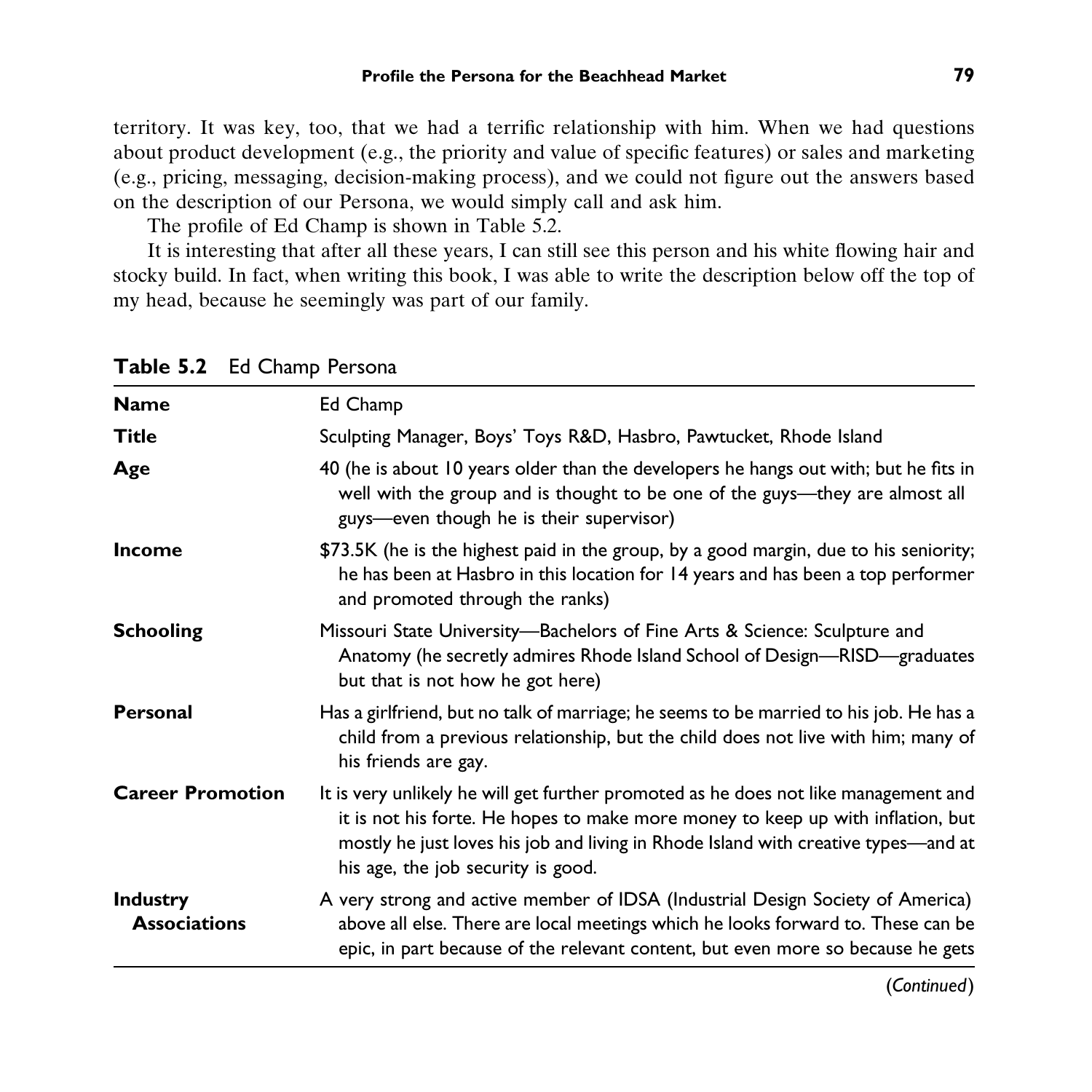territory. It was key, too, that we had a terrific relationship with him. When we had questions about product development (e.g., the priority and value of specific features) or sales and marketing (e.g., pricing, messaging, decision-making process), and we could not figure out the answers based on the description of our Persona, we would simply call and ask him.

The profile of Ed Champ is shown in Table 5.2.

It is interesting that after all these years, I can still see this person and his white flowing hair and stocky build. In fact, when writing this book, I was able to write the description below off the top of my head, because he seemingly was part of our family.

**Table 5.2** Ed Champ Persona

| | |
|---|---|
| **Name** | Ed Champ |
| **Title** | Sculpting Manager, Boys' Toys R&D, Hasbro, Pawtucket, Rhode Island |
| **Age** | 40 (he is about 10 years older than the developers he hangs out with; but he fits in well with the group and is thought to be one of the guys—they are almost all guys—even though he is their supervisor) |
| **Income** | $73.5K (he is the highest paid in the group, by a good margin, due to his seniority; he has been at Hasbro in this location for 14 years and has been a top performer and promoted through the ranks) |
| **Schooling** | Missouri State University—Bachelors of Fine Arts & Science: Sculpture and Anatomy (he secretly admires Rhode Island School of Design—RISD—graduates but that is not how he got here) |
| **Personal** | Has a girlfriend, but no talk of marriage; he seems to be married to his job. He has a child from a previous relationship, but the child does not live with him; many of his friends are gay. |
| **Career Promotion** | It is very unlikely he will get further promoted as he does not like management and it is not his forte. He hopes to make more money to keep up with inflation, but mostly he just loves his job and living in Rhode Island with creative types—and at his age, the job security is good. |
| **Industry Associations** | A very strong and active member of IDSA (Industrial Design Society of America) above all else. There are local meetings which he looks forward to. These can be epic, in part because of the relevant content, but even more so because he gets |

(*Continued*)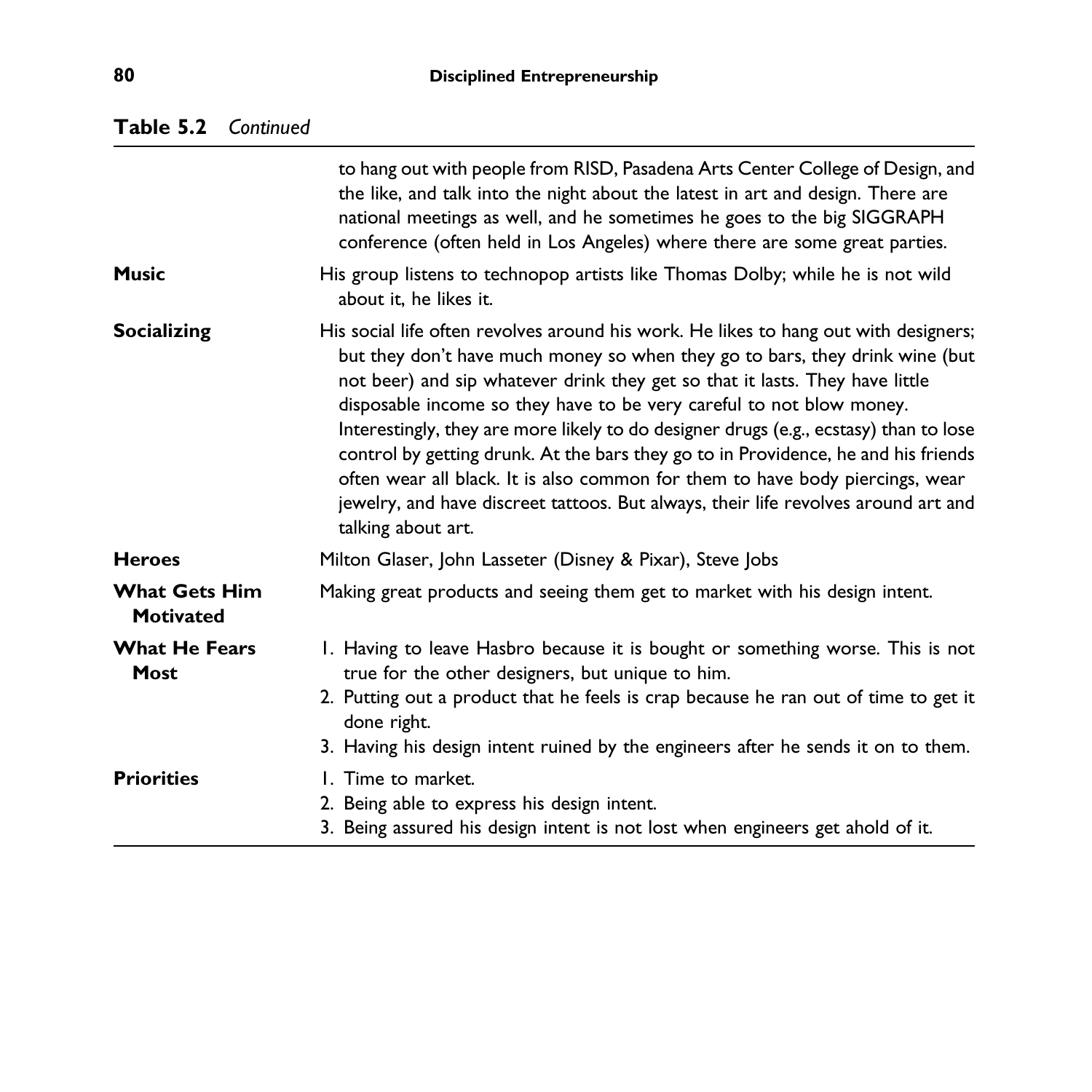**Table 5.2** *Continued*

| | |
|---|---|
| | to hang out with people from RISD, Pasadena Arts Center College of Design, and the like, and talk into the night about the latest in art and design. There are national meetings as well, and he sometimes he goes to the big SIGGRAPH conference (often held in Los Angeles) where there are some great parties. |
| **Music** | His group listens to technopop artists like Thomas Dolby; while he is not wild about it, he likes it. |
| **Socializing** | His social life often revolves around his work. He likes to hang out with designers; but they don't have much money so when they go to bars, they drink wine (but not beer) and sip whatever drink they get so that it lasts. They have little disposable income so they have to be very careful to not blow money. Interestingly, they are more likely to do designer drugs (e.g., ecstasy) than to lose control by getting drunk. At the bars they go to in Providence, he and his friends often wear all black. It is also common for them to have body piercings, wear jewelry, and have discreet tattoos. But always, their life revolves around art and talking about art. |
| **Heroes** | Milton Glaser, John Lasseter (Disney & Pixar), Steve Jobs |
| **What Gets Him Motivated** | Making great products and seeing them get to market with his design intent. |
| **What He Fears Most** | 1. Having to leave Hasbro because it is bought or something worse. This is not true for the other designers, but unique to him. 2. Putting out a product that he feels is crap because he ran out of time to get it done right. 3. Having his design intent ruined by the engineers after he sends it on to them. |
| **Priorities** | 1. Time to market. 2. Being able to express his design intent. 3. Being assured his design intent is not lost when engineers get ahold of it. |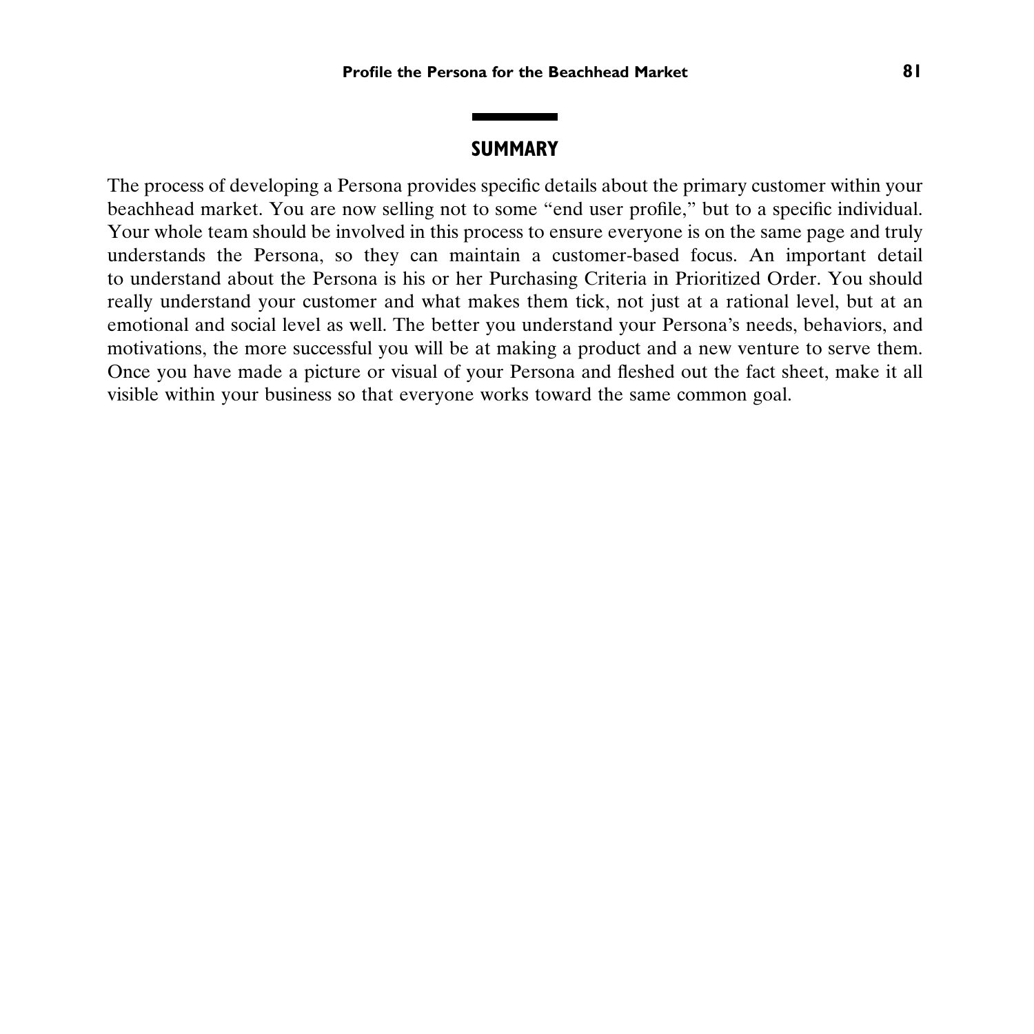## SUMMARY

The process of developing a Persona provides specific details about the primary customer within your beachhead market. You are now selling not to some "end user profile," but to a specific individual. Your whole team should be involved in this process to ensure everyone is on the same page and truly understands the Persona, so they can maintain a customer-based focus. An important detail to understand about the Persona is his or her Purchasing Criteria in Prioritized Order. You should really understand your customer and what makes them tick, not just at a rational level, but at an emotional and social level as well. The better you understand your Persona's needs, behaviors, and motivations, the more successful you will be at making a product and a new venture to serve them. Once you have made a picture or visual of your Persona and fleshed out the fact sheet, make it all visible within your business so that everyone works toward the same common goal.